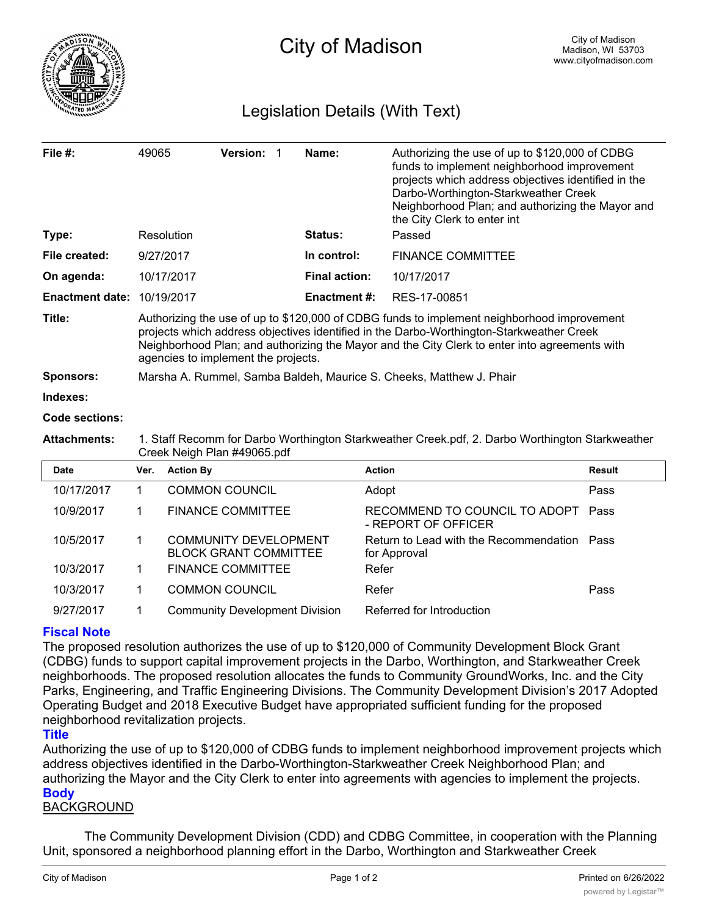# City of Madison

City of Madison
Madison, WI 53703
www.cityofmadison.com

## Legislation Details (With Text)

| | | | | | |
|---|---|---|---|---|---|
| **File #:** | 49065 | **Version:** 1 | | **Name:** | Authorizing the use of up to $120,000 of CDBG funds to implement neighborhood improvement projects which address objectives identified in the Darbo-Worthington-Starkweather Creek Neighborhood Plan; and authorizing the Mayor and the City Clerk to enter int |
| **Type:** | Resolution | | | **Status:** | Passed |
| **File created:** | 9/27/2017 | | | **In control:** | FINANCE COMMITTEE |
| **On agenda:** | 10/17/2017 | | | **Final action:** | 10/17/2017 |
| **Enactment date:** | 10/19/2017 | | | **Enactment #:** | RES-17-00851 |

**Title:** Authorizing the use of up to $120,000 of CDBG funds to implement neighborhood improvement projects which address objectives identified in the Darbo-Worthington-Starkweather Creek Neighborhood Plan; and authorizing the Mayor and the City Clerk to enter into agreements with agencies to implement the projects.

**Sponsors:** Marsha A. Rummel, Samba Baldeh, Maurice S. Cheeks, Matthew J. Phair

**Indexes:**

**Code sections:**

**Attachments:** 1. Staff Recomm for Darbo Worthington Starkweather Creek.pdf, 2. Darbo Worthington Starkweather Creek Neigh Plan #49065.pdf

| Date | Ver. | Action By | Action | Result |
|---|---|---|---|---|
| 10/17/2017 | 1 | COMMON COUNCIL | Adopt | Pass |
| 10/9/2017 | 1 | FINANCE COMMITTEE | RECOMMEND TO COUNCIL TO ADOPT - REPORT OF OFFICER | Pass |
| 10/5/2017 | 1 | COMMUNITY DEVELOPMENT BLOCK GRANT COMMITTEE | Return to Lead with the Recommendation for Approval | Pass |
| 10/3/2017 | 1 | FINANCE COMMITTEE | Refer | |
| 10/3/2017 | 1 | COMMON COUNCIL | Refer | Pass |
| 9/27/2017 | 1 | Community Development Division | Referred for Introduction | |

### Fiscal Note

The proposed resolution authorizes the use of up to $120,000 of Community Development Block Grant (CDBG) funds to support capital improvement projects in the Darbo, Worthington, and Starkweather Creek neighborhoods. The proposed resolution allocates the funds to Community GroundWorks, Inc. and the City Parks, Engineering, and Traffic Engineering Divisions. The Community Development Division's 2017 Adopted Operating Budget and 2018 Executive Budget have appropriated sufficient funding for the proposed neighborhood revitalization projects.

### Title

Authorizing the use of up to $120,000 of CDBG funds to implement neighborhood improvement projects which address objectives identified in the Darbo-Worthington-Starkweather Creek Neighborhood Plan; and authorizing the Mayor and the City Clerk to enter into agreements with agencies to implement the projects.

### Body

BACKGROUND

The Community Development Division (CDD) and CDBG Committee, in cooperation with the Planning Unit, sponsored a neighborhood planning effort in the Darbo, Worthington and Starkweather Creek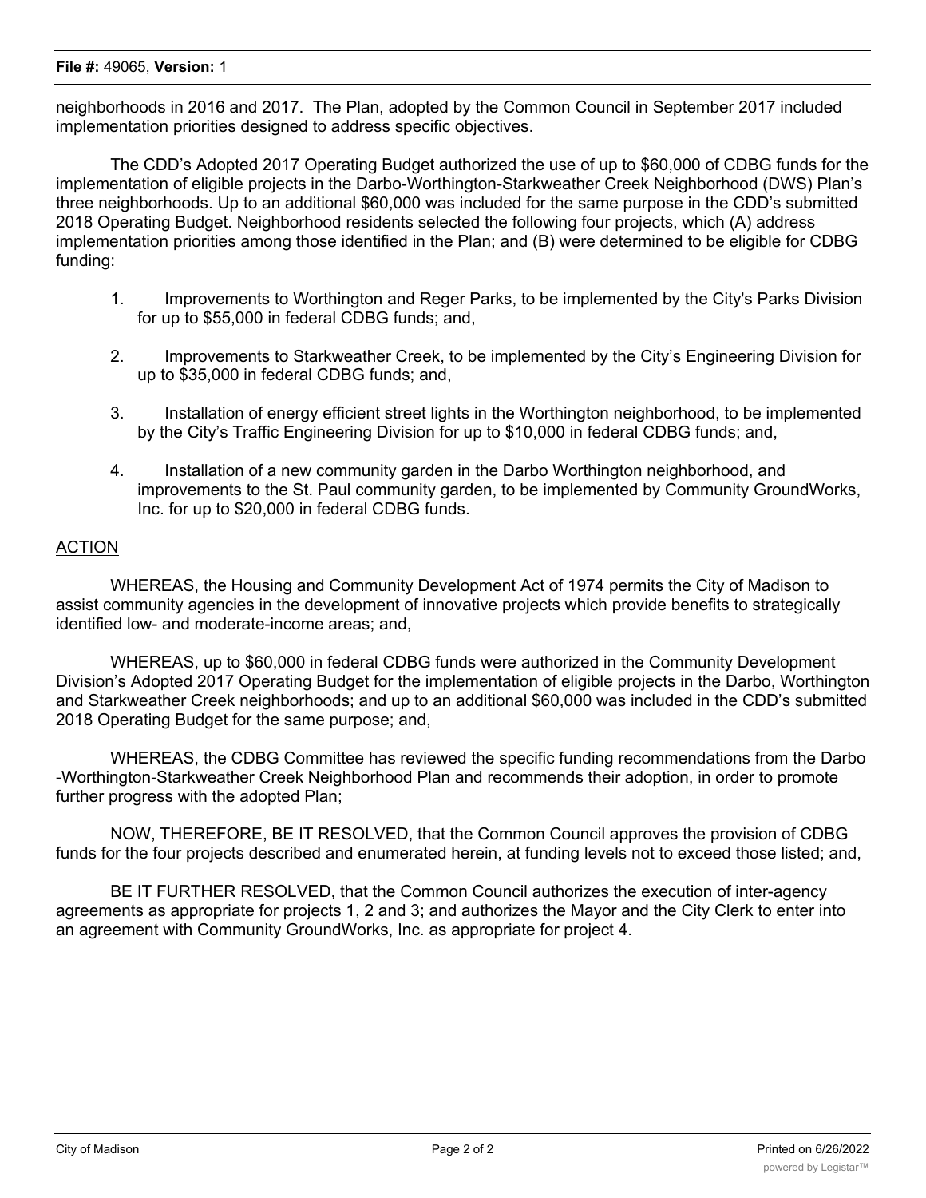neighborhoods in 2016 and 2017. The Plan, adopted by the Common Council in September 2017 included implementation priorities designed to address specific objectives.

The CDD's Adopted 2017 Operating Budget authorized the use of up to $60,000 of CDBG funds for the implementation of eligible projects in the Darbo-Worthington-Starkweather Creek Neighborhood (DWS) Plan's three neighborhoods. Up to an additional $60,000 was included for the same purpose in the CDD's submitted 2018 Operating Budget. Neighborhood residents selected the following four projects, which (A) address implementation priorities among those identified in the Plan; and (B) were determined to be eligible for CDBG funding:

1. Improvements to Worthington and Reger Parks, to be implemented by the City's Parks Division for up to $55,000 in federal CDBG funds; and,

2. Improvements to Starkweather Creek, to be implemented by the City's Engineering Division for up to $35,000 in federal CDBG funds; and,

3. Installation of energy efficient street lights in the Worthington neighborhood, to be implemented by the City's Traffic Engineering Division for up to $10,000 in federal CDBG funds; and,

4. Installation of a new community garden in the Darbo Worthington neighborhood, and improvements to the St. Paul community garden, to be implemented by Community GroundWorks, Inc. for up to $20,000 in federal CDBG funds.

ACTION

WHEREAS, the Housing and Community Development Act of 1974 permits the City of Madison to assist community agencies in the development of innovative projects which provide benefits to strategically identified low- and moderate-income areas; and,

WHEREAS, up to $60,000 in federal CDBG funds were authorized in the Community Development Division's Adopted 2017 Operating Budget for the implementation of eligible projects in the Darbo, Worthington and Starkweather Creek neighborhoods; and up to an additional $60,000 was included in the CDD's submitted 2018 Operating Budget for the same purpose; and,

WHEREAS, the CDBG Committee has reviewed the specific funding recommendations from the Darbo -Worthington-Starkweather Creek Neighborhood Plan and recommends their adoption, in order to promote further progress with the adopted Plan;

NOW, THEREFORE, BE IT RESOLVED, that the Common Council approves the provision of CDBG funds for the four projects described and enumerated herein, at funding levels not to exceed those listed; and,

BE IT FURTHER RESOLVED, that the Common Council authorizes the execution of inter-agency agreements as appropriate for projects 1, 2 and 3; and authorizes the Mayor and the City Clerk to enter into an agreement with Community GroundWorks, Inc. as appropriate for project 4.